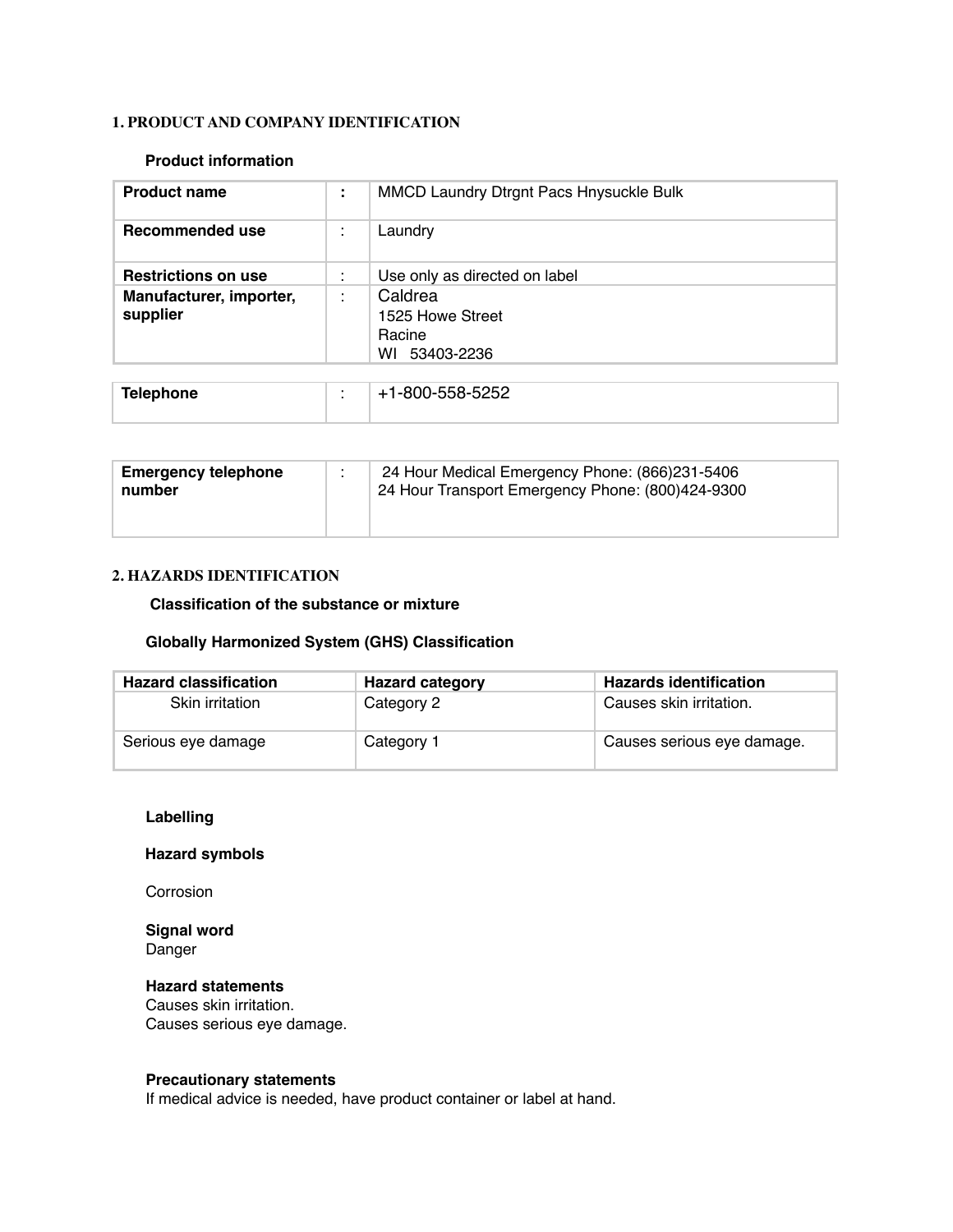## 1. PRODUCT AND COMPANY IDENTIFICATION

### Product information

| Product name | : | MMCD Laundry Dtrgnt Pacs Hnysuckle Bulk |
|---|---|---|
| Recommended use | : | Laundry |
| Restrictions on use | : | Use only as directed on label |
| Manufacturer, importer, supplier | : | Caldrea<br>1525 Howe Street<br>Racine<br>WI 53403-2236 |

| Telephone | : | +1-800-558-5252 |
|---|---|---|

| Emergency telephone number | : | 24 Hour Medical Emergency Phone: (866)231-5406<br>24 Hour Transport Emergency Phone: (800)424-9300 |
|---|---|---|

## 2. HAZARDS IDENTIFICATION

### Classification of the substance or mixture

### Globally Harmonized System (GHS) Classification

| Hazard classification | Hazard category | Hazards identification |
|---|---|---|
| Skin irritation | Category 2 | Causes skin irritation. |
| Serious eye damage | Category 1 | Causes serious eye damage. |

**Labelling**

**Hazard symbols**

Corrosion

**Signal word**
Danger

**Hazard statements**
Causes skin irritation.
Causes serious eye damage.

**Precautionary statements**
If medical advice is needed, have product container or label at hand.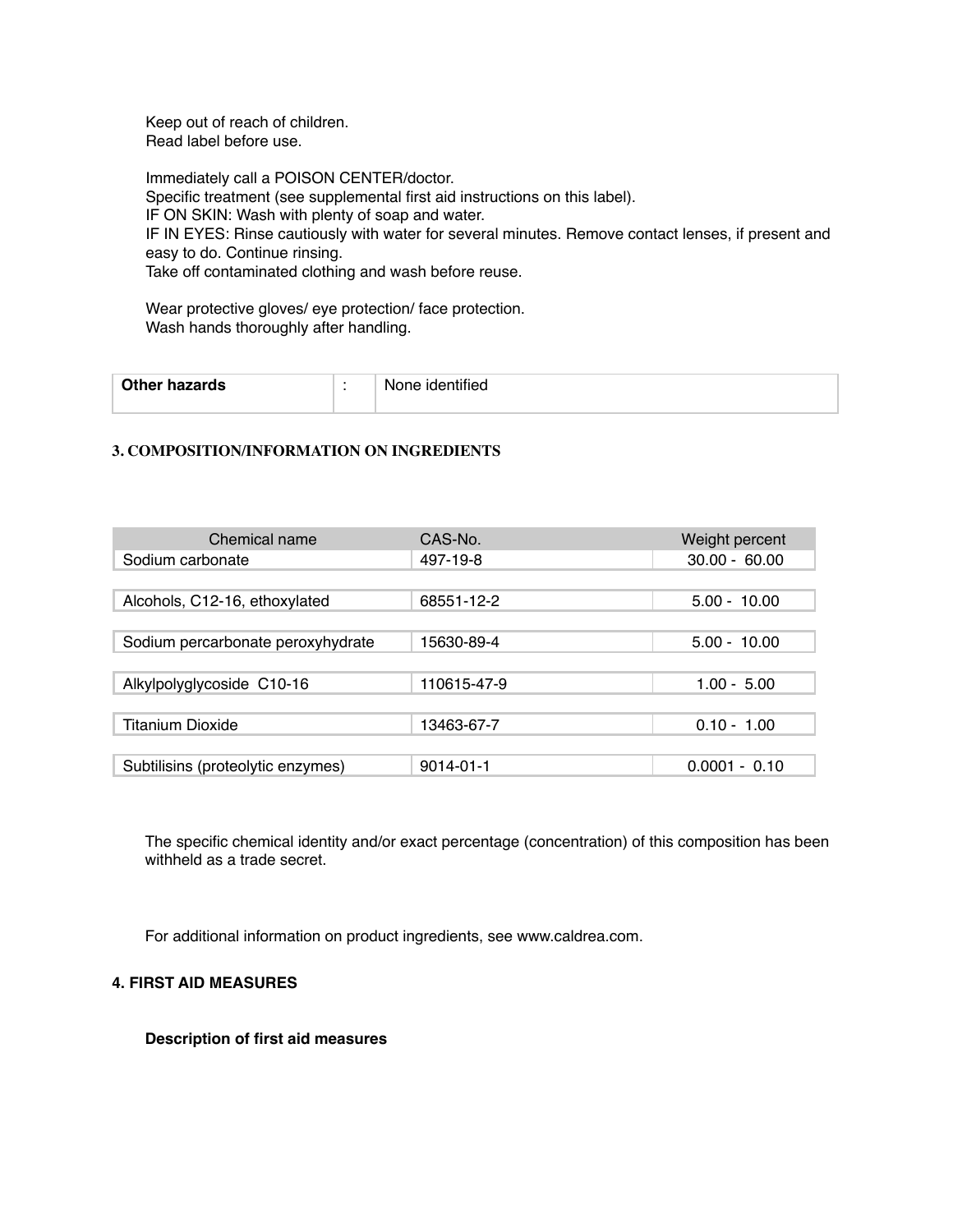Keep out of reach of children.
Read label before use.

Immediately call a POISON CENTER/doctor.
Specific treatment (see supplemental first aid instructions on this label).
IF ON SKIN: Wash with plenty of soap and water.
IF IN EYES: Rinse cautiously with water for several minutes. Remove contact lenses, if present and easy to do. Continue rinsing.
Take off contaminated clothing and wash before reuse.

Wear protective gloves/ eye protection/ face protection.
Wash hands thoroughly after handling.

| **Other hazards** | : | None identified |
|---|---|---|

## 3. COMPOSITION/INFORMATION ON INGREDIENTS

| Chemical name | CAS-No. | Weight percent |
|---|---|---|
| Sodium carbonate | 497-19-8 | 30.00 - 60.00 |
| Alcohols, C12-16, ethoxylated | 68551-12-2 | 5.00 - 10.00 |
| Sodium percarbonate peroxyhydrate | 15630-89-4 | 5.00 - 10.00 |
| Alkylpolyglycoside C10-16 | 110615-47-9 | 1.00 - 5.00 |
| Titanium Dioxide | 13463-67-7 | 0.10 - 1.00 |
| Subtilisins (proteolytic enzymes) | 9014-01-1 | 0.0001 - 0.10 |

The specific chemical identity and/or exact percentage (concentration) of this composition has been withheld as a trade secret.

For additional information on product ingredients, see www.caldrea.com.

## 4. FIRST AID MEASURES

### Description of first aid measures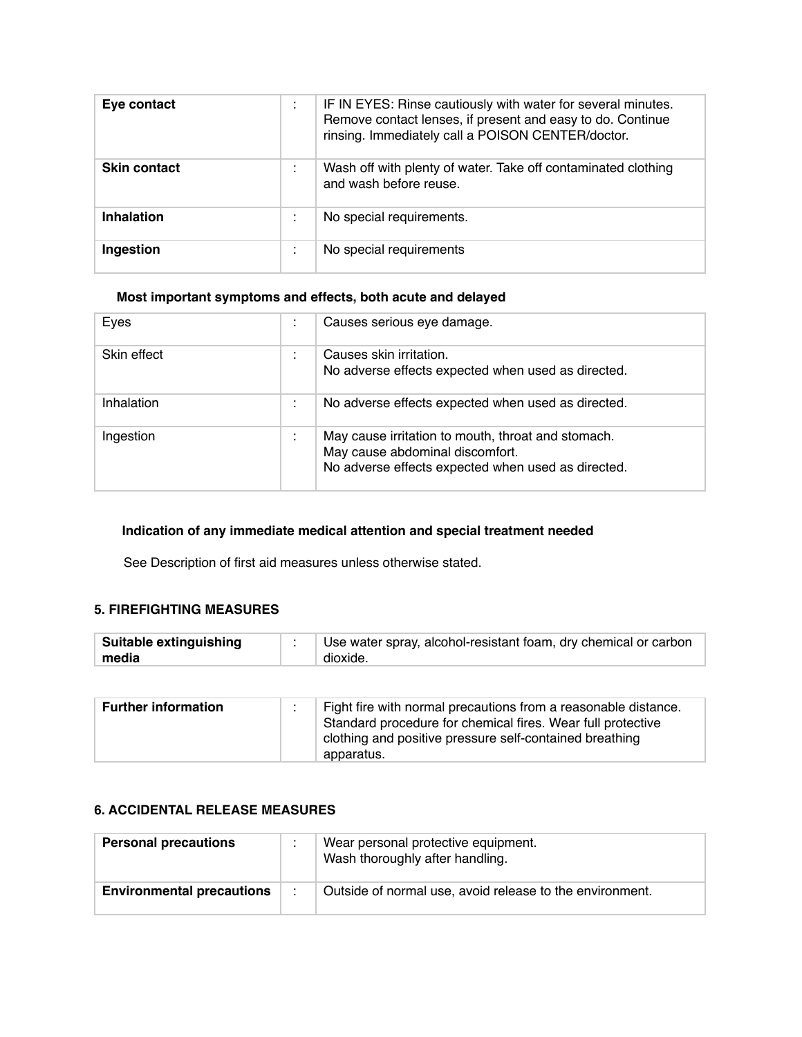| | | |
|---|---|---|
| **Eye contact** | : | IF IN EYES: Rinse cautiously with water for several minutes. Remove contact lenses, if present and easy to do. Continue rinsing. Immediately call a POISON CENTER/doctor. |
| **Skin contact** | : | Wash off with plenty of water. Take off contaminated clothing and wash before reuse. |
| **Inhalation** | : | No special requirements. |
| **Ingestion** | : | No special requirements |

**Most important symptoms and effects, both acute and delayed**

| | | |
|---|---|---|
| Eyes | : | Causes serious eye damage. |
| Skin effect | : | Causes skin irritation.<br>No adverse effects expected when used as directed. |
| Inhalation | : | No adverse effects expected when used as directed. |
| Ingestion | : | May cause irritation to mouth, throat and stomach.<br>May cause abdominal discomfort.<br>No adverse effects expected when used as directed. |

**Indication of any immediate medical attention and special treatment needed**

See Description of first aid measures unless otherwise stated.

## 5. FIREFIGHTING MEASURES

| | | |
|---|---|---|
| **Suitable extinguishing media** | : | Use water spray, alcohol-resistant foam, dry chemical or carbon dioxide. |

| | | |
|---|---|---|
| **Further information** | : | Fight fire with normal precautions from a reasonable distance. Standard procedure for chemical fires. Wear full protective clothing and positive pressure self-contained breathing apparatus. |

## 6. ACCIDENTAL RELEASE MEASURES

| | | |
|---|---|---|
| **Personal precautions** | : | Wear personal protective equipment.<br>Wash thoroughly after handling. |
| **Environmental precautions** | : | Outside of normal use, avoid release to the environment. |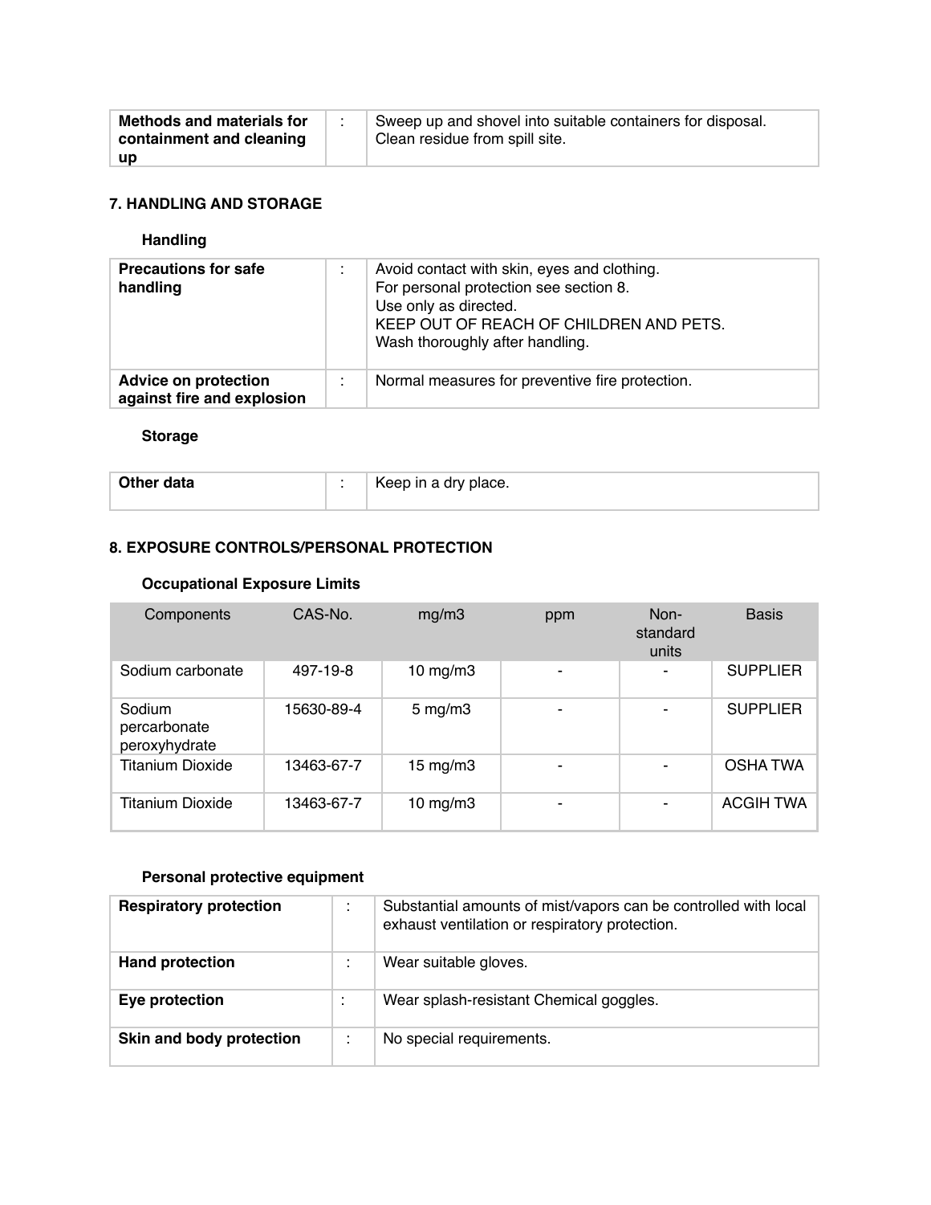| Methods and materials for containment and cleaning up | : | Sweep up and shovel into suitable containers for disposal.<br>Clean residue from spill site. |
|---|---|---|

## 7. HANDLING AND STORAGE

### Handling

| Precautions for safe handling | : | Avoid contact with skin, eyes and clothing.<br>For personal protection see section 8.<br>Use only as directed.<br>KEEP OUT OF REACH OF CHILDREN AND PETS.<br>Wash thoroughly after handling. |
|---|---|---|
| **Advice on protection against fire and explosion** | : | Normal measures for preventive fire protection. |

### Storage

| Other data | : | Keep in a dry place. |
|---|---|---|

## 8. EXPOSURE CONTROLS/PERSONAL PROTECTION

### Occupational Exposure Limits

| Components | CAS-No. | mg/m3 | ppm | Non-standard units | Basis |
|---|---|---|---|---|---|
| Sodium carbonate | 497-19-8 | 10 mg/m3 | - | - | SUPPLIER |
| Sodium percarbonate peroxyhydrate | 15630-89-4 | 5 mg/m3 | - | - | SUPPLIER |
| Titanium Dioxide | 13463-67-7 | 15 mg/m3 | - | - | OSHA TWA |
| Titanium Dioxide | 13463-67-7 | 10 mg/m3 | - | - | ACGIH TWA |

### Personal protective equipment

| Respiratory protection | : | Substantial amounts of mist/vapors can be controlled with local exhaust ventilation or respiratory protection. |
|---|---|---|
| **Hand protection** | : | Wear suitable gloves. |
| **Eye protection** | : | Wear splash-resistant Chemical goggles. |
| **Skin and body protection** | : | No special requirements. |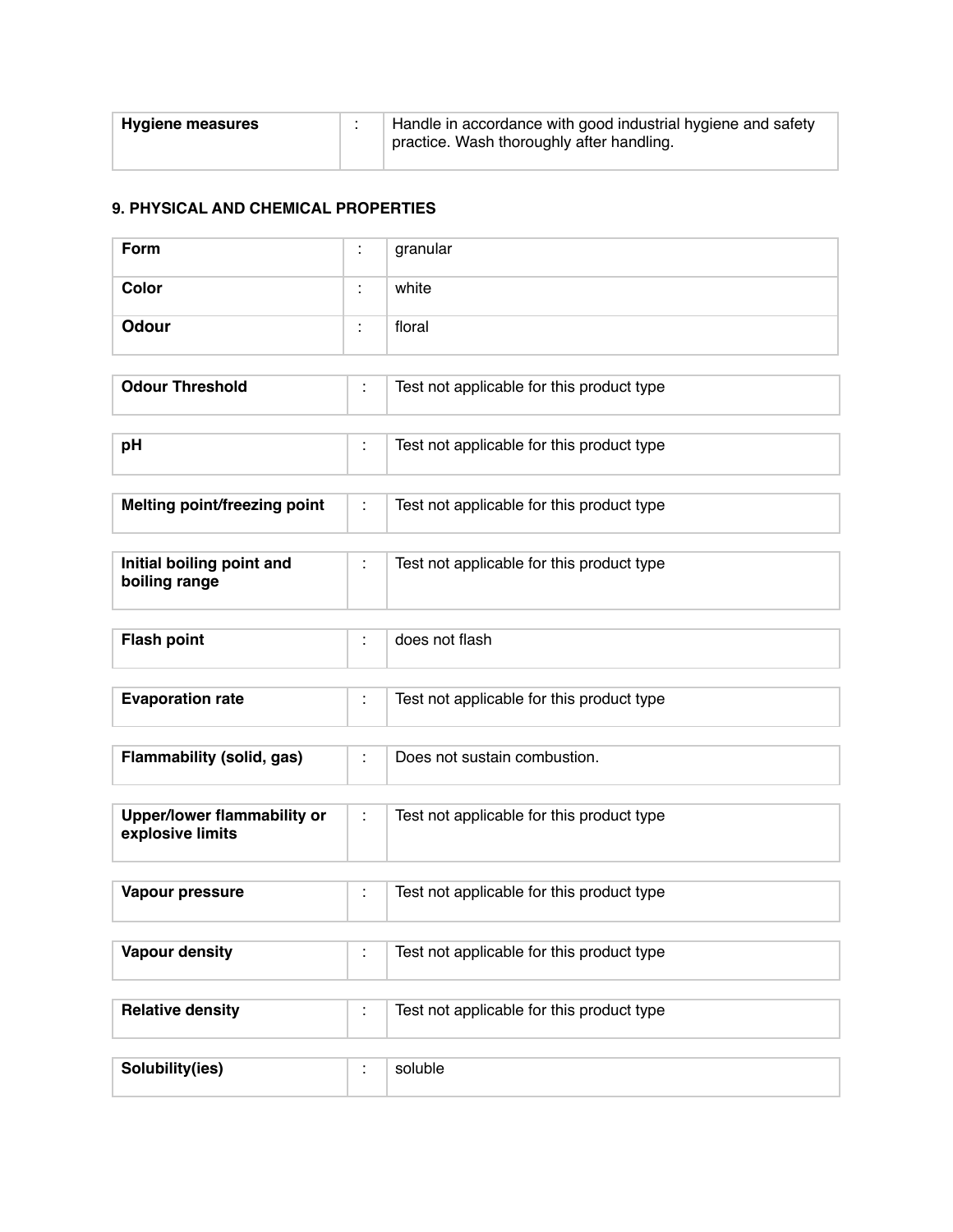| Hygiene measures | : | Handle in accordance with good industrial hygiene and safety practice. Wash thoroughly after handling. |
|---|---|---|

## 9. PHYSICAL AND CHEMICAL PROPERTIES

| Property | | Value |
|---|---|---|
| **Form** | : | granular |
| **Color** | : | white |
| **Odour** | : | floral |
| **Odour Threshold** | : | Test not applicable for this product type |
| **pH** | : | Test not applicable for this product type |
| **Melting point/freezing point** | : | Test not applicable for this product type |
| **Initial boiling point and boiling range** | : | Test not applicable for this product type |
| **Flash point** | : | does not flash |
| **Evaporation rate** | : | Test not applicable for this product type |
| **Flammability (solid, gas)** | : | Does not sustain combustion. |
| **Upper/lower flammability or explosive limits** | : | Test not applicable for this product type |
| **Vapour pressure** | : | Test not applicable for this product type |
| **Vapour density** | : | Test not applicable for this product type |
| **Relative density** | : | Test not applicable for this product type |
| **Solubility(ies)** | : | soluble |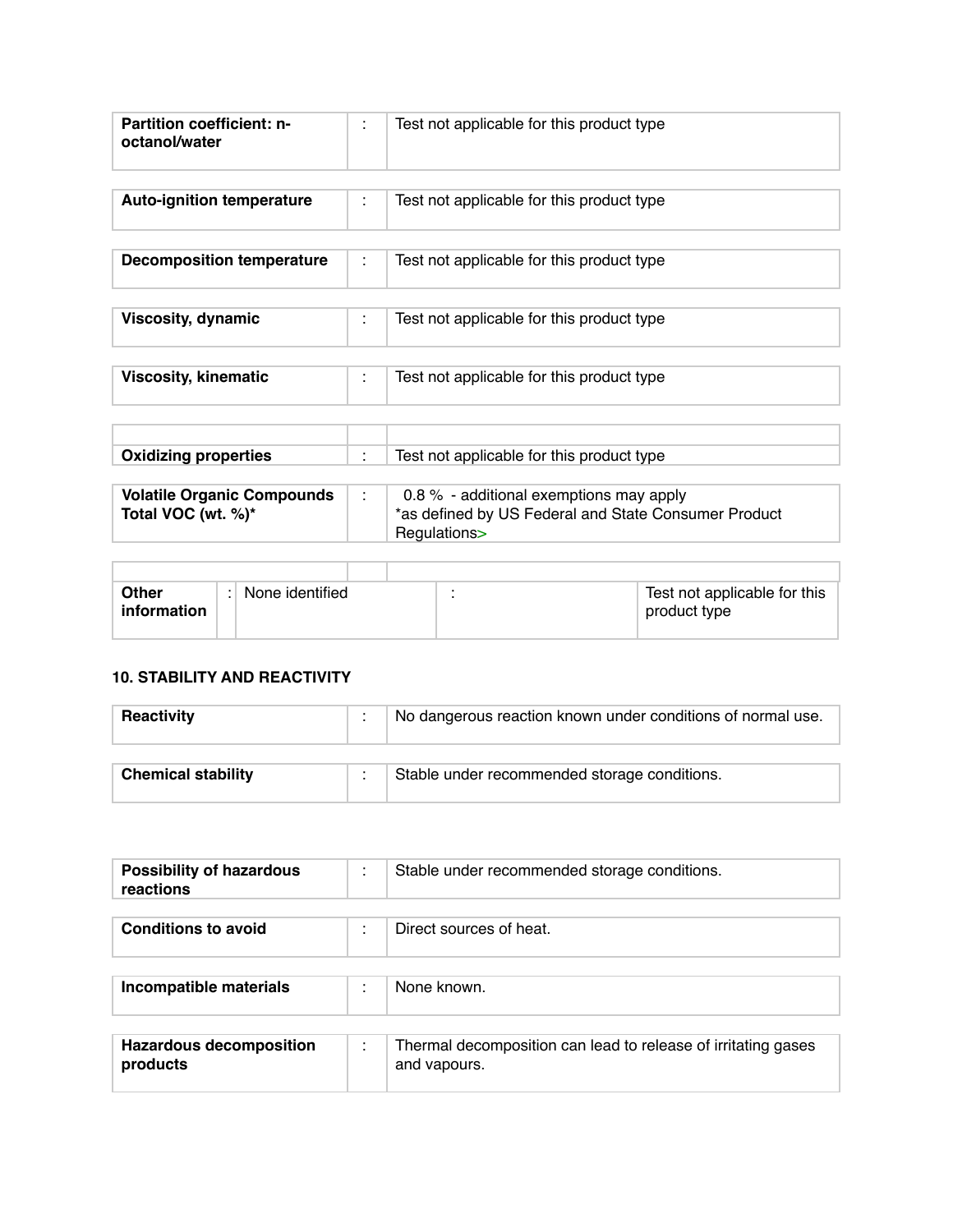| | | |
|---|---|---|
| **Partition coefficient: n-octanol/water** | : | Test not applicable for this product type |

| | | |
|---|---|---|
| **Auto-ignition temperature** | : | Test not applicable for this product type |

| | | |
|---|---|---|
| **Decomposition temperature** | : | Test not applicable for this product type |

| | | |
|---|---|---|
| **Viscosity, dynamic** | : | Test not applicable for this product type |

| | | |
|---|---|---|
| **Viscosity, kinematic** | : | Test not applicable for this product type |

| | | |
|---|---|---|
| | | |
| **Oxidizing properties** | : | Test not applicable for this product type |

| | | |
|---|---|---|
| **Volatile Organic Compounds Total VOC (wt. %)*** | : | 0.8 % - additional exemptions may apply *as defined by US Federal and State Consumer Product Regulations> |

| | | | | |
|---|---|---|---|---|
| | | | | |
| **Other information** | : | None identified | : | Test not applicable for this product type |

### 10. STABILITY AND REACTIVITY

| | | |
|---|---|---|
| **Reactivity** | : | No dangerous reaction known under conditions of normal use. |

| | | |
|---|---|---|
| **Chemical stability** | : | Stable under recommended storage conditions. |

| | | |
|---|---|---|
| **Possibility of hazardous reactions** | : | Stable under recommended storage conditions. |

| | | |
|---|---|---|
| **Conditions to avoid** | : | Direct sources of heat. |

| | | |
|---|---|---|
| **Incompatible materials** | : | None known. |

| | | |
|---|---|---|
| **Hazardous decomposition products** | : | Thermal decomposition can lead to release of irritating gases and vapours. |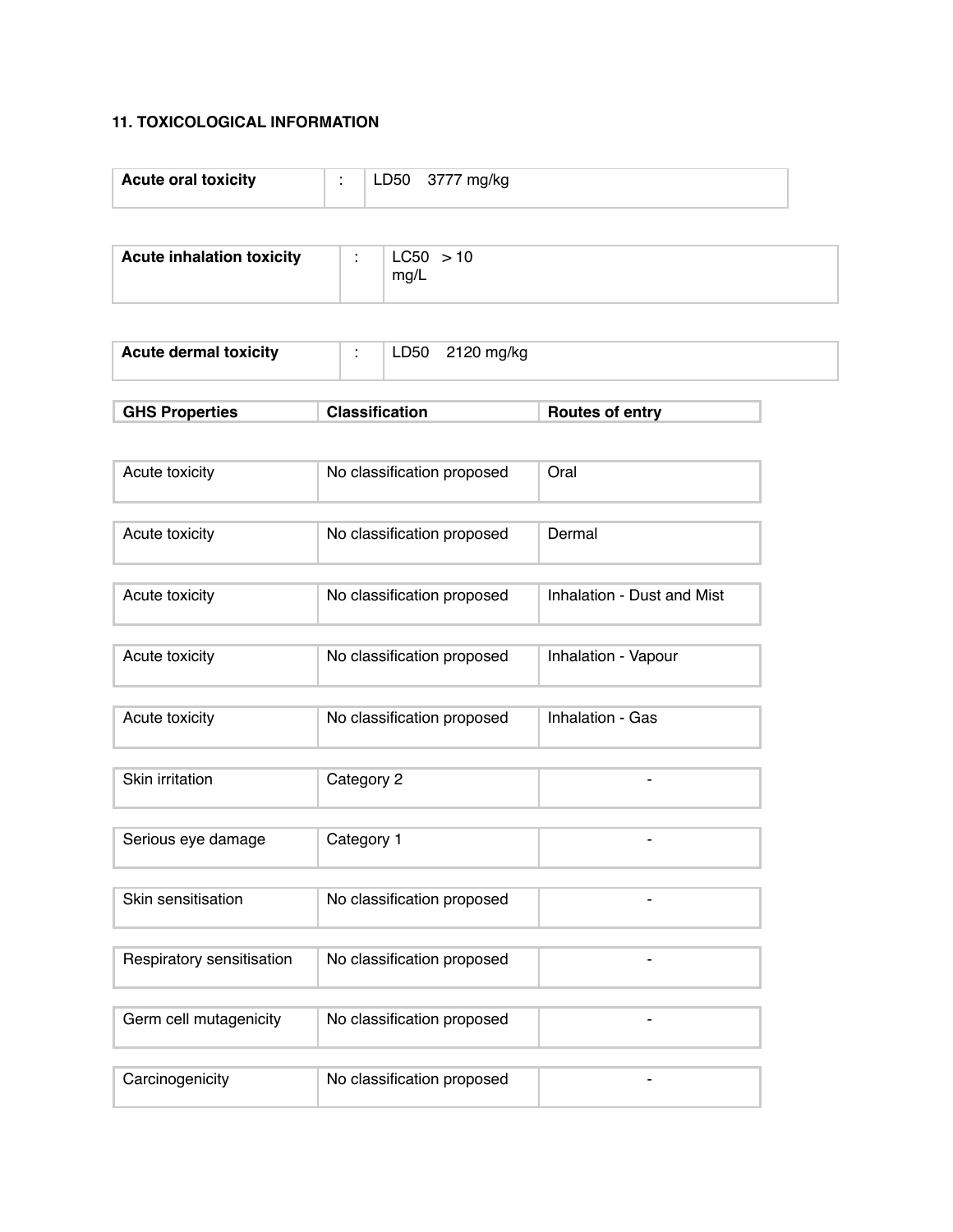## 11. TOXICOLOGICAL INFORMATION

| **Acute oral toxicity** | : | LD50 3777 mg/kg |
|---|---|---|

| **Acute inhalation toxicity** | : | LC50 > 10 mg/L |
|---|---|---|

| **Acute dermal toxicity** | : | LD50 2120 mg/kg |
|---|---|---|

| **GHS Properties** | **Classification** | **Routes of entry** |
|---|---|---|
| Acute toxicity | No classification proposed | Oral |
| Acute toxicity | No classification proposed | Dermal |
| Acute toxicity | No classification proposed | Inhalation - Dust and Mist |
| Acute toxicity | No classification proposed | Inhalation - Vapour |
| Acute toxicity | No classification proposed | Inhalation - Gas |
| Skin irritation | Category 2 | - |
| Serious eye damage | Category 1 | - |
| Skin sensitisation | No classification proposed | - |
| Respiratory sensitisation | No classification proposed | - |
| Germ cell mutagenicity | No classification proposed | - |
| Carcinogenicity | No classification proposed | - |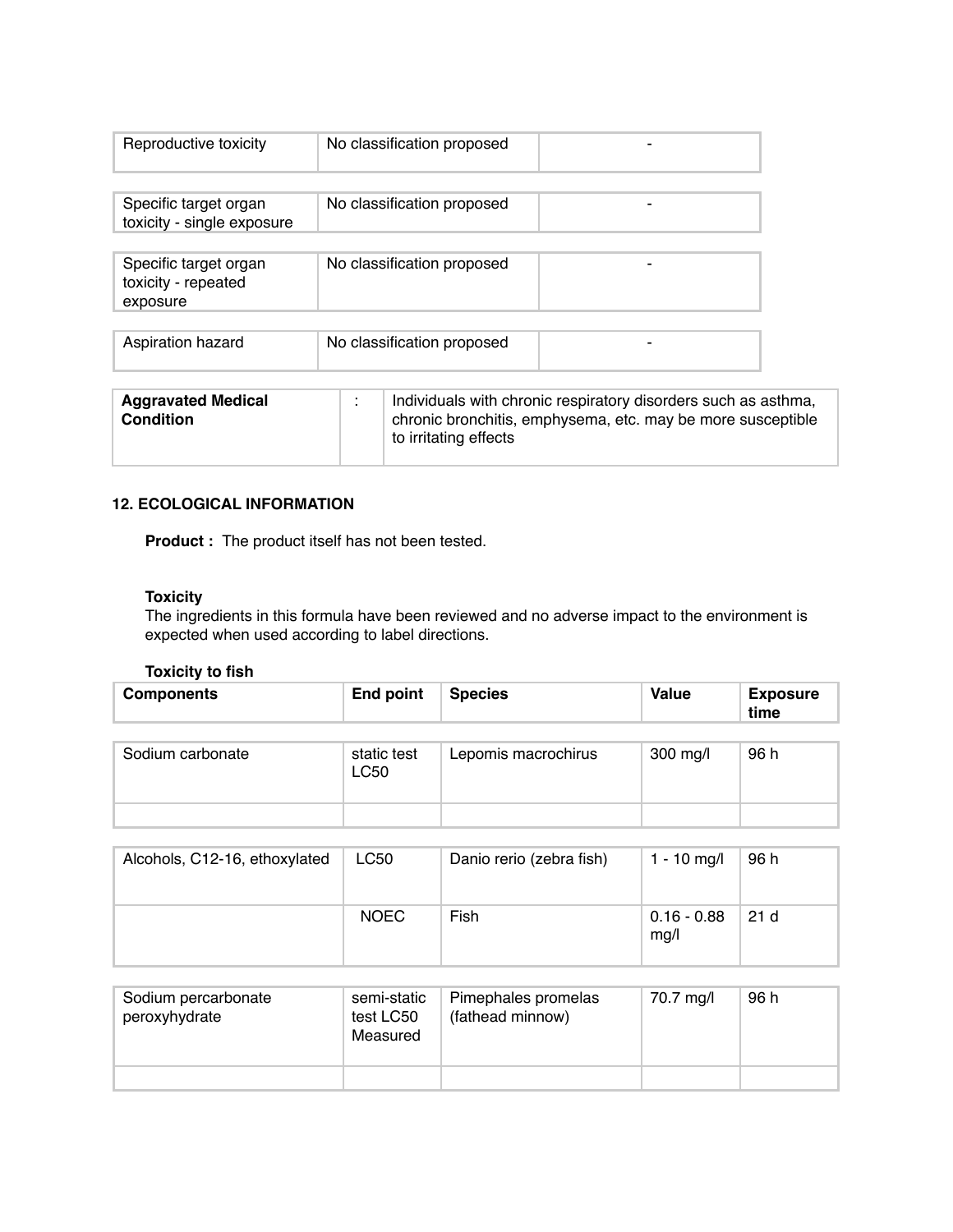| | | |
|---|---|---|
| Reproductive toxicity | No classification proposed | - |
| Specific target organ toxicity - single exposure | No classification proposed | - |
| Specific target organ toxicity - repeated exposure | No classification proposed | - |
| Aspiration hazard | No classification proposed | - |

| | | |
|---|---|---|
| **Aggravated Medical Condition** | : | Individuals with chronic respiratory disorders such as asthma, chronic bronchitis, emphysema, etc. may be more susceptible to irritating effects |

## 12. ECOLOGICAL INFORMATION

**Product :** The product itself has not been tested.

**Toxicity**

The ingredients in this formula have been reviewed and no adverse impact to the environment is expected when used according to label directions.

**Toxicity to fish**

| Components | End point | Species | Value | Exposure time |
|---|---|---|---|---|
| Sodium carbonate | static test LC50 | Lepomis macrochirus | 300 mg/l | 96 h |
| | | | | |
| Alcohols, C12-16, ethoxylated | LC50 | Danio rerio (zebra fish) | 1 - 10 mg/l | 96 h |
| | NOEC | Fish | 0.16 - 0.88 mg/l | 21 d |
| Sodium percarbonate peroxyhydrate | semi-static test LC50 Measured | Pimephales promelas (fathead minnow) | 70.7 mg/l | 96 h |
| | | | | |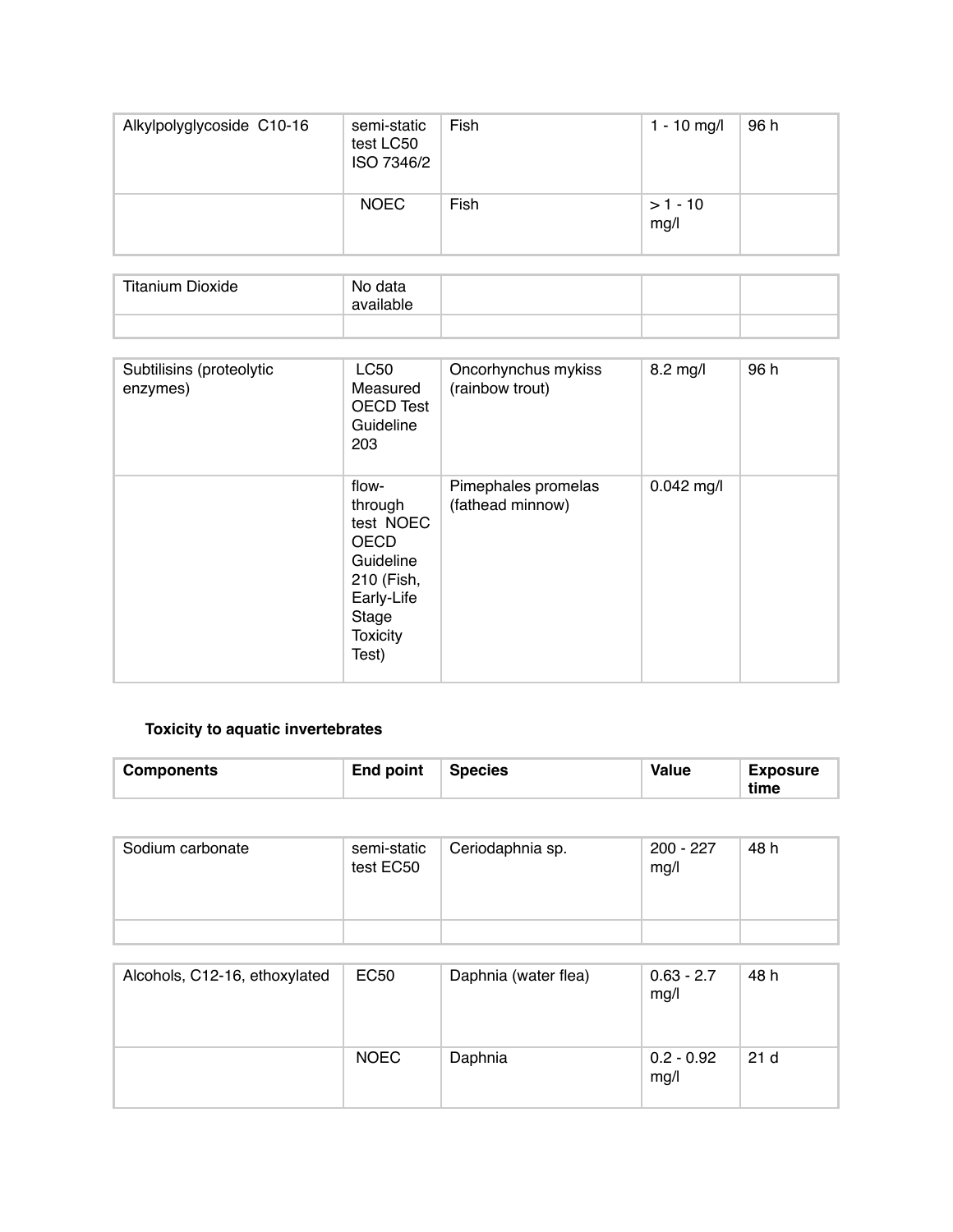| Alkylpolyglycoside C10-16 | semi-static test LC50 ISO 7346/2 | Fish | 1 - 10 mg/l | 96 h |
|---|---|---|---|---|
| | NOEC | Fish | > 1 - 10 mg/l | |

| Titanium Dioxide | No data available | | | |
|---|---|---|---|---|
| | | | | |

| Subtilisins (proteolytic enzymes) | LC50 Measured OECD Test Guideline 203 | Oncorhynchus mykiss (rainbow trout) | 8.2 mg/l | 96 h |
|---|---|---|---|---|
| | flow-through test NOEC OECD Guideline 210 (Fish, Early-Life Stage Toxicity Test) | Pimephales promelas (fathead minnow) | 0.042 mg/l | |

**Toxicity to aquatic invertebrates**

| Components | End point | Species | Value | Exposure time |
|---|---|---|---|---|
| Sodium carbonate | semi-static test EC50 | Ceriodaphnia sp. | 200 - 227 mg/l | 48 h |
| | | | | |
| Alcohols, C12-16, ethoxylated | EC50 | Daphnia (water flea) | 0.63 - 2.7 mg/l | 48 h |
| | NOEC | Daphnia | 0.2 - 0.92 mg/l | 21 d |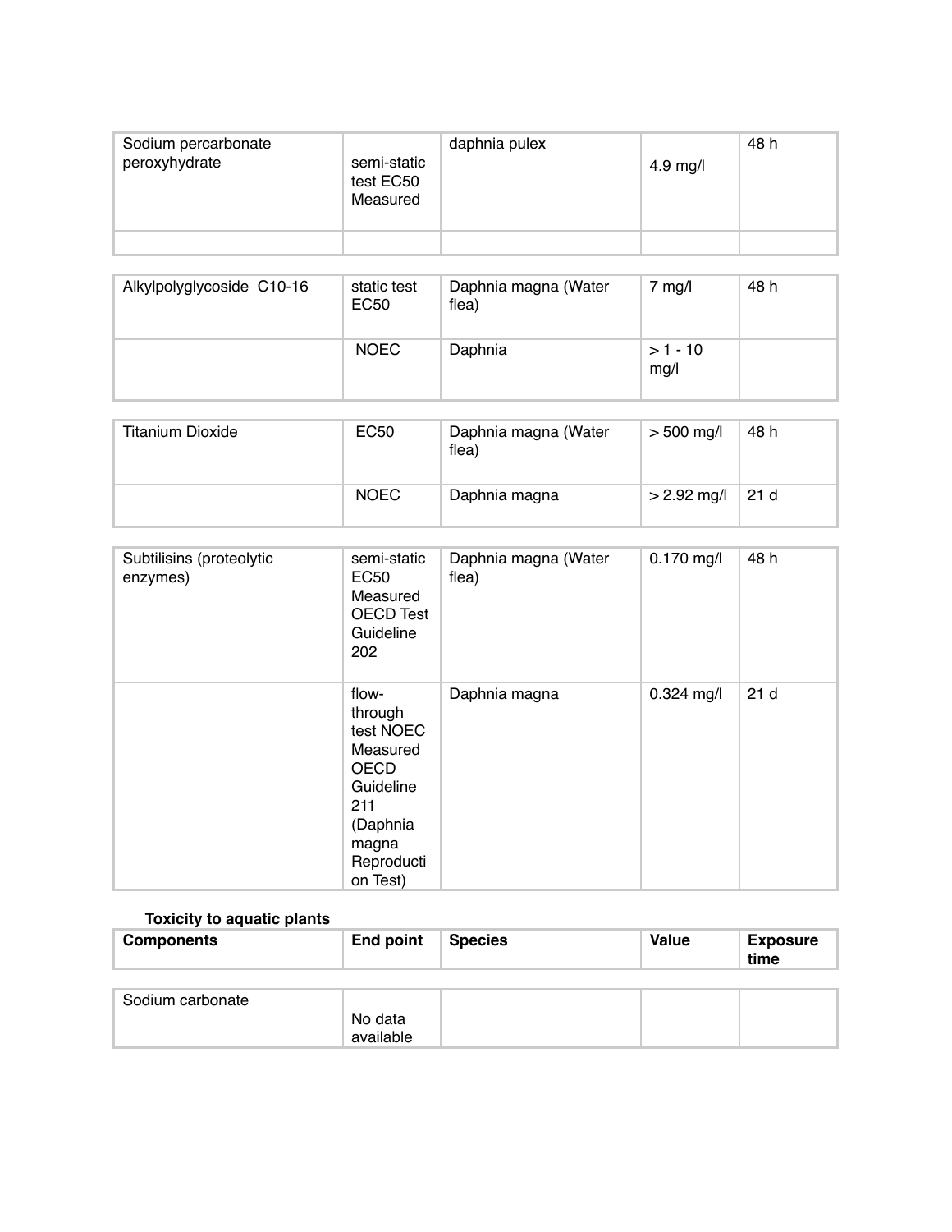| | | | | |
|---|---|---|---|---|
| Sodium percarbonate peroxyhydrate | semi-static test EC50 Measured | daphnia pulex | 4.9 mg/l | 48 h |
| | | | | |

| | | | | |
|---|---|---|---|---|
| Alkylpolyglycoside C10-16 | static test EC50 | Daphnia magna (Water flea) | 7 mg/l | 48 h |
| | NOEC | Daphnia | > 1 - 10 mg/l | |

| | | | | |
|---|---|---|---|---|
| Titanium Dioxide | EC50 | Daphnia magna (Water flea) | > 500 mg/l | 48 h |
| | NOEC | Daphnia magna | > 2.92 mg/l | 21 d |

| | | | | |
|---|---|---|---|---|
| Subtilisins (proteolytic enzymes) | semi-static EC50 Measured OECD Test Guideline 202 | Daphnia magna (Water flea) | 0.170 mg/l | 48 h |
| | flow-through test NOEC Measured OECD Guideline 211 (Daphnia magna Reproduction Test) | Daphnia magna | 0.324 mg/l | 21 d |

**Toxicity to aquatic plants**

| **Components** | **End point** | **Species** | **Value** | **Exposure time** |
|---|---|---|---|---|
| Sodium carbonate | No data available | | | |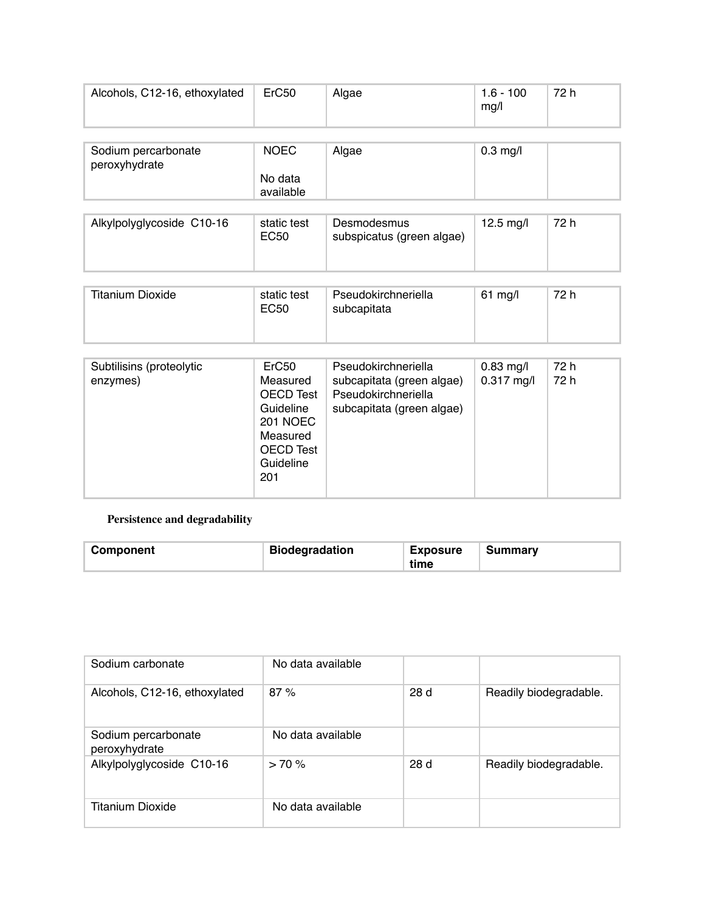| | | | | |
|---|---|---|---|---|
| Alcohols, C12-16, ethoxylated | ErC50 | Algae | 1.6 - 100 mg/l | 72 h |
| Sodium percarbonate peroxyhydrate | NOEC<br><br>No data available | Algae | 0.3 mg/l | |
| Alkylpolyglycoside C10-16 | static test EC50 | Desmodesmus subspicatus (green algae) | 12.5 mg/l | 72 h |
| Titanium Dioxide | static test EC50 | Pseudokirchneriella subcapitata | 61 mg/l | 72 h |
| Subtilisins (proteolytic enzymes) | ErC50 Measured OECD Test Guideline 201 NOEC Measured OECD Test Guideline 201 | Pseudokirchneriella subcapitata (green algae) Pseudokirchneriella subcapitata (green algae) | 0.83 mg/l<br>0.317 mg/l | 72 h<br>72 h |

**Persistence and degradability**

| Component | Biodegradation | Exposure time | Summary |
|---|---|---|---|
| Sodium carbonate | No data available | | |
| Alcohols, C12-16, ethoxylated | 87 % | 28 d | Readily biodegradable. |
| Sodium percarbonate peroxyhydrate | No data available | | |
| Alkylpolyglycoside C10-16 | > 70 % | 28 d | Readily biodegradable. |
| Titanium Dioxide | No data available | | |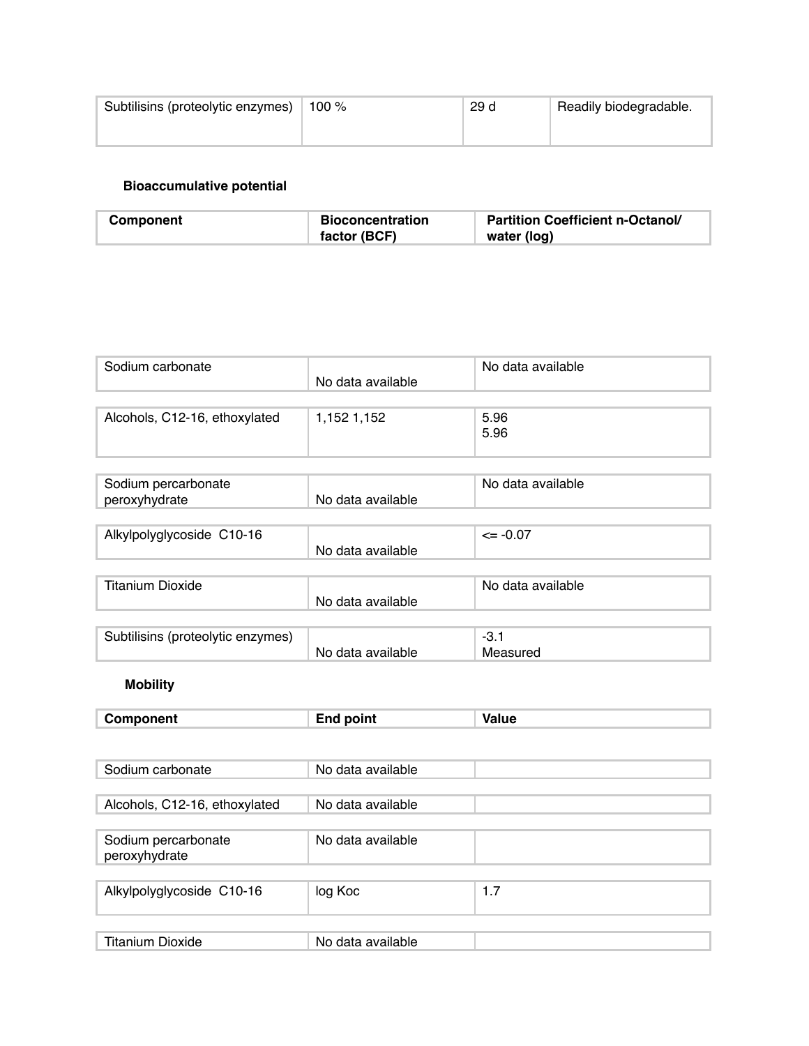| Subtilisins (proteolytic enzymes) | 100 % | 29 d | Readily biodegradable. |
|---|---|---|---|

**Bioaccumulative potential**

| Component | Bioconcentration factor (BCF) | Partition Coefficient n-Octanol/ water (log) |
|---|---|---|
| Sodium carbonate | No data available | No data available |
| Alcohols, C12-16, ethoxylated | 1,152 1,152 | 5.96<br>5.96 |
| Sodium percarbonate peroxyhydrate | No data available | No data available |
| Alkylpolyglycoside C10-16 | No data available | <= -0.07 |
| Titanium Dioxide | No data available | No data available |
| Subtilisins (proteolytic enzymes) | No data available | -3.1<br>Measured |

**Mobility**

| Component | End point | Value |
|---|---|---|
| Sodium carbonate | No data available | |
| Alcohols, C12-16, ethoxylated | No data available | |
| Sodium percarbonate peroxyhydrate | No data available | |
| Alkylpolyglycoside C10-16 | log Koc | 1.7 |
| Titanium Dioxide | No data available | |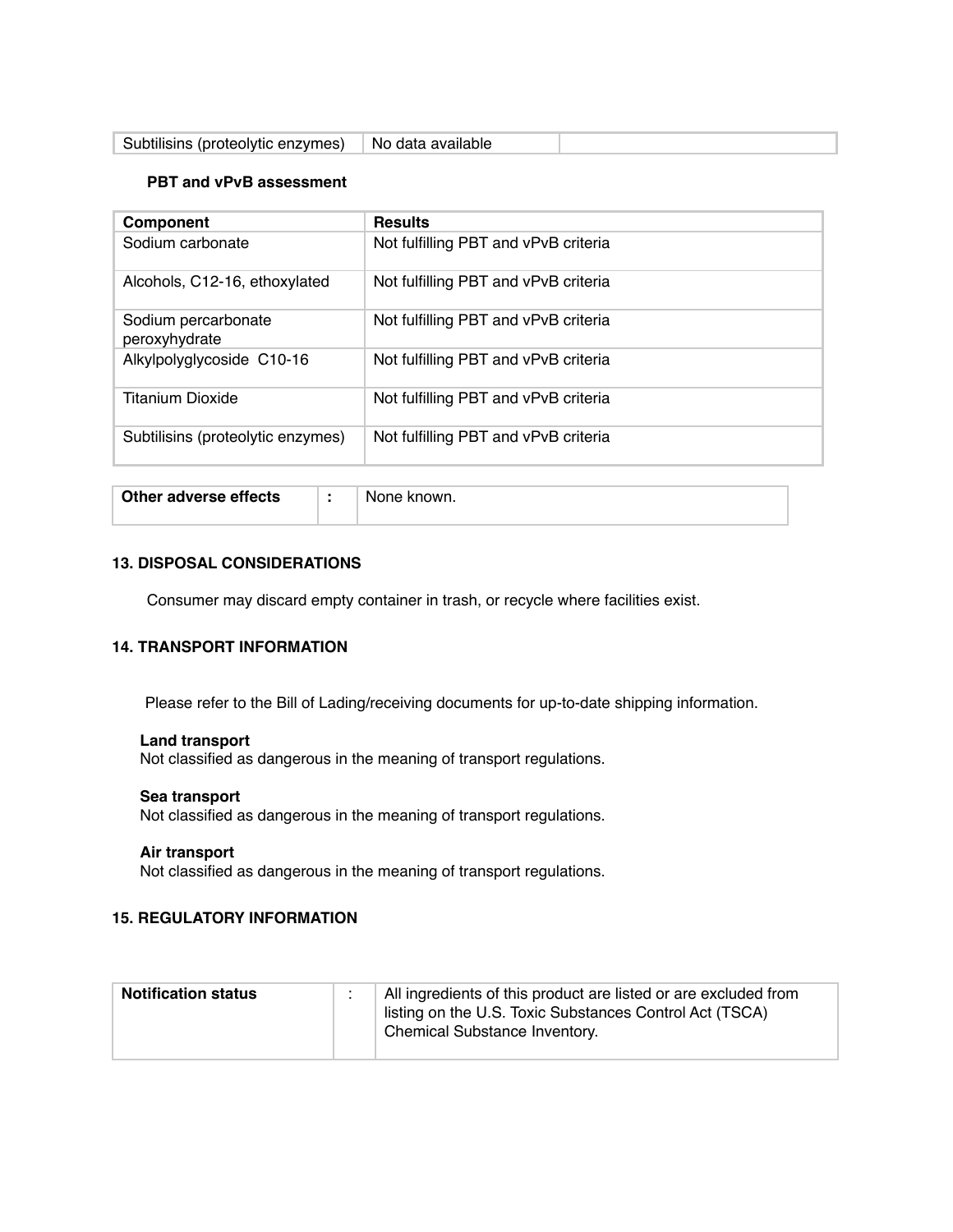| Subtilisins (proteolytic enzymes) | No data available | |
|---|---|---|

#### PBT and vPvB assessment

| Component | Results |
|---|---|
| Sodium carbonate | Not fulfilling PBT and vPvB criteria |
| Alcohols, C12-16, ethoxylated | Not fulfilling PBT and vPvB criteria |
| Sodium percarbonate peroxyhydrate | Not fulfilling PBT and vPvB criteria |
| Alkylpolyglycoside C10-16 | Not fulfilling PBT and vPvB criteria |
| Titanium Dioxide | Not fulfilling PBT and vPvB criteria |
| Subtilisins (proteolytic enzymes) | Not fulfilling PBT and vPvB criteria |

| **Other adverse effects** | **:** | None known. |
|---|---|---|

## 13. DISPOSAL CONSIDERATIONS

Consumer may discard empty container in trash, or recycle where facilities exist.

## 14. TRANSPORT INFORMATION

Please refer to the Bill of Lading/receiving documents for up-to-date shipping information.

**Land transport**
Not classified as dangerous in the meaning of transport regulations.

**Sea transport**
Not classified as dangerous in the meaning of transport regulations.

**Air transport**
Not classified as dangerous in the meaning of transport regulations.

## 15. REGULATORY INFORMATION

| **Notification status** | : | All ingredients of this product are listed or are excluded from listing on the U.S. Toxic Substances Control Act (TSCA) Chemical Substance Inventory. |
|---|---|---|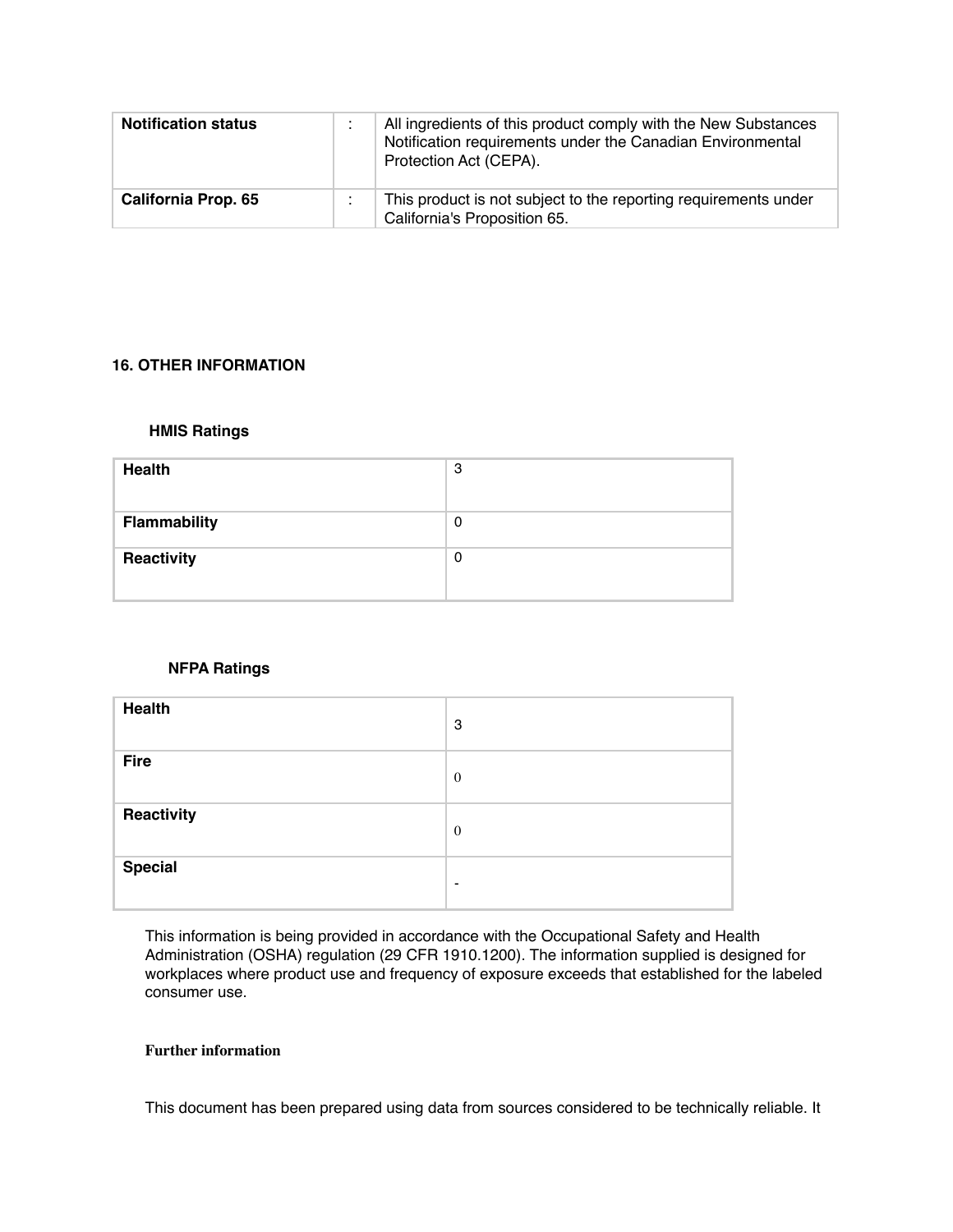| Notification status | : | All ingredients of this product comply with the New Substances Notification requirements under the Canadian Environmental Protection Act (CEPA). |
|---|---|---|
| California Prop. 65 | : | This product is not subject to the reporting requirements under California's Proposition 65. |

## 16. OTHER INFORMATION

### HMIS Ratings

| Health | 3 |
|---|---|
| Flammability | 0 |
| Reactivity | 0 |

### NFPA Ratings

| Health | 3 |
|---|---|
| Fire | 0 |
| Reactivity | 0 |
| Special | - |

This information is being provided in accordance with the Occupational Safety and Health Administration (OSHA) regulation (29 CFR 1910.1200). The information supplied is designed for workplaces where product use and frequency of exposure exceeds that established for the labeled consumer use.

**Further information**

This document has been prepared using data from sources considered to be technically reliable. It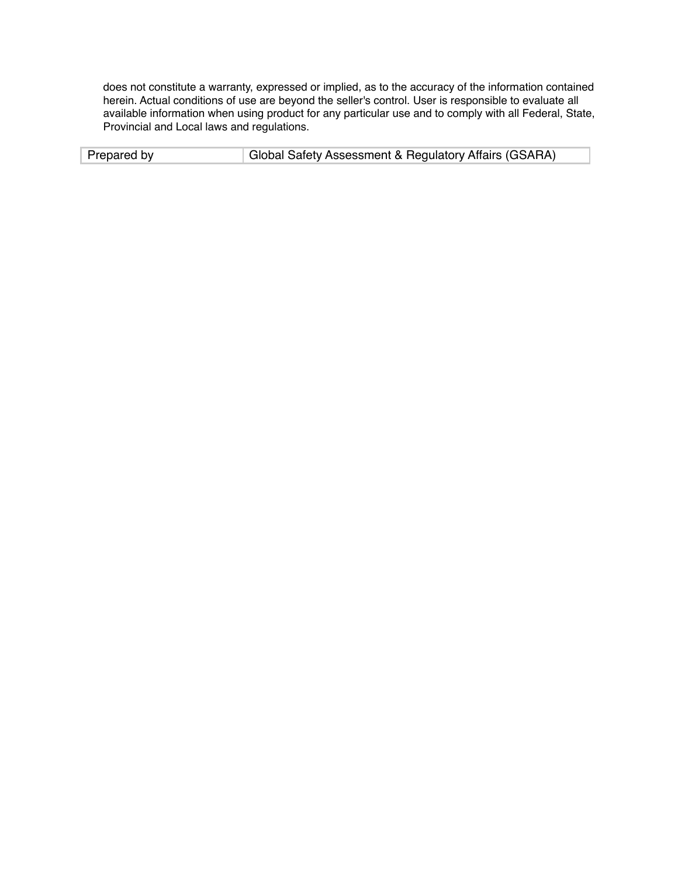does not constitute a warranty, expressed or implied, as to the accuracy of the information contained herein. Actual conditions of use are beyond the seller's control. User is responsible to evaluate all available information when using product for any particular use and to comply with all Federal, State, Provincial and Local laws and regulations.

| | |
|---|---|
| Prepared by | Global Safety Assessment & Regulatory Affairs (GSARA) |